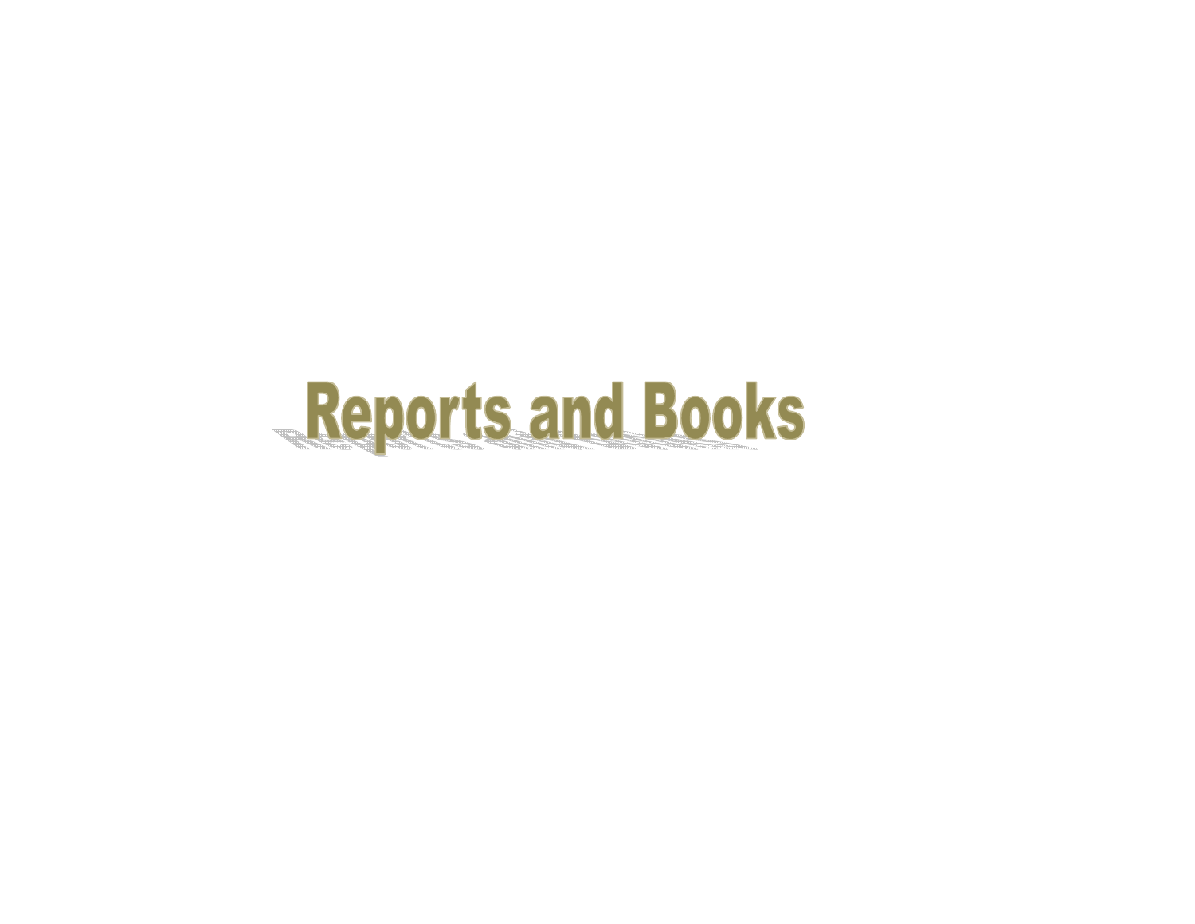# Reports and Books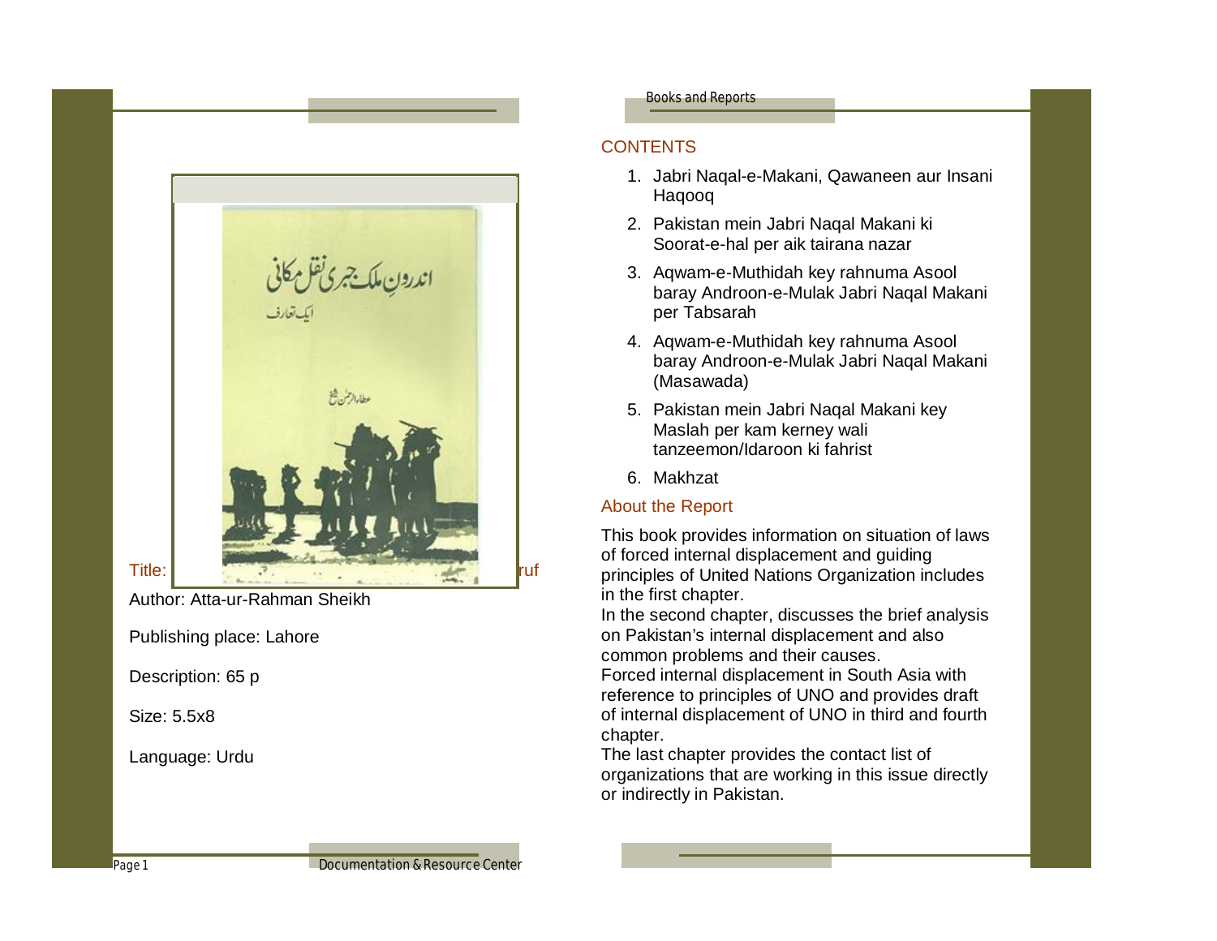Title: ruf

Author: Atta-ur-Rahman Sheikh

Publishing place: Lahore

Description: 65 p

Size: 5.5x8

Language: Urdu

## CONTENTS

1. Jabri Naqal-e-Makani, Qawaneen aur Insani Haqooq
2. Pakistan mein Jabri Naqal Makani ki Soorat-e-hal per aik tairana nazar
3. Aqwam-e-Muthidah key rahnuma Asool baray Androon-e-Mulak Jabri Naqal Makani per Tabsarah
4. Aqwam-e-Muthidah key rahnuma Asool baray Androon-e-Mulak Jabri Naqal Makani (Masawada)
5. Pakistan mein Jabri Naqal Makani key Maslah per kam kerney wali tanzeemon/Idaroon ki fahrist
6. Makhzat

## About the Report

This book provides information on situation of laws of forced internal displacement and guiding principles of United Nations Organization includes in the first chapter.

In the second chapter, discusses the brief analysis on Pakistan's internal displacement and also common problems and their causes.

Forced internal displacement in South Asia with reference to principles of UNO and provides draft of internal displacement of UNO in third and fourth chapter.

The last chapter provides the contact list of organizations that are working in this issue directly or indirectly in Pakistan.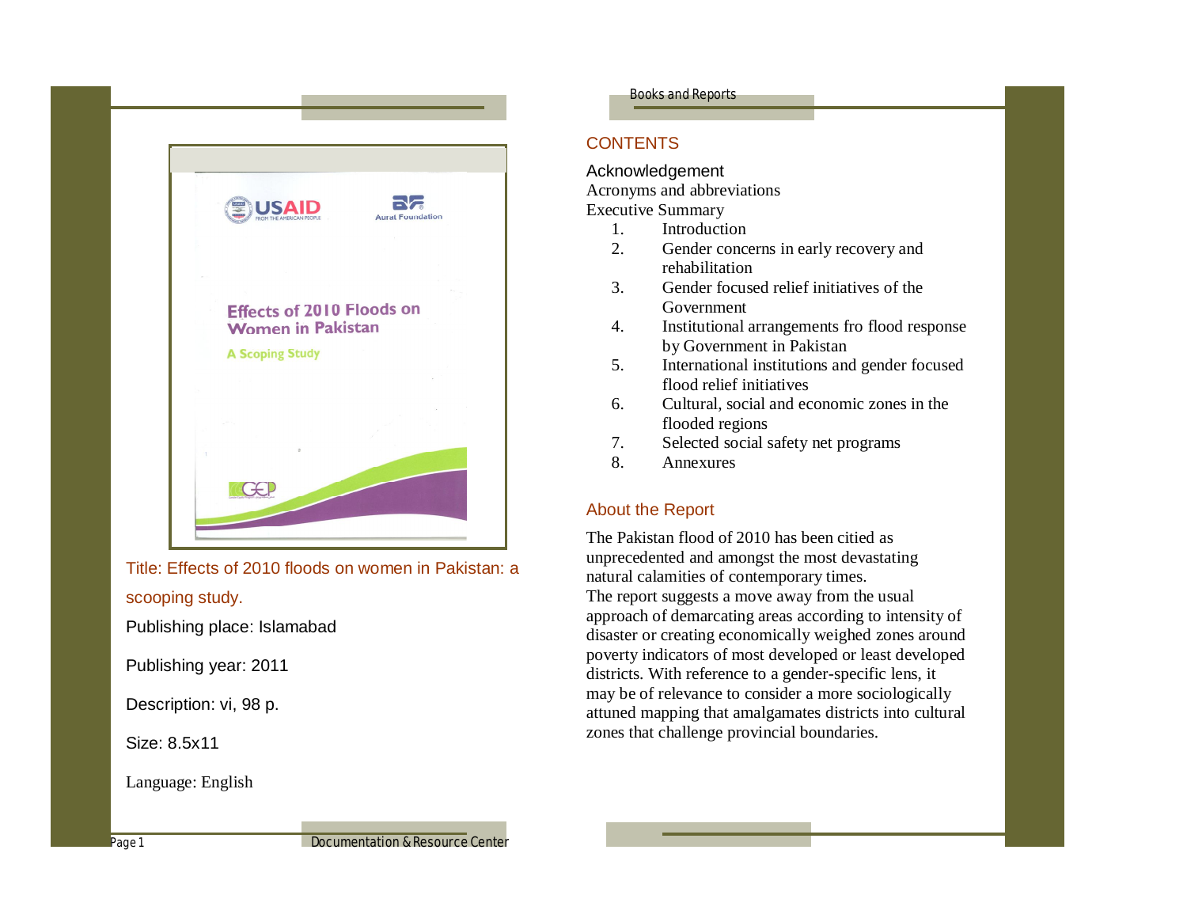Title: Effects of 2010 floods on women in Pakistan: a scooping study.

Publishing place: Islamabad

Publishing year: 2011

Description: vi, 98 p.

Size: 8.5x11

Language: English

## CONTENTS

Acknowledgement
Acronyms and abbreviations
Executive Summary

1. Introduction
2. Gender concerns in early recovery and rehabilitation
3. Gender focused relief initiatives of the Government
4. Institutional arrangements fro flood response by Government in Pakistan
5. International institutions and gender focused flood relief initiatives
6. Cultural, social and economic zones in the flooded regions
7. Selected social safety net programs
8. Annexures

## About the Report

The Pakistan flood of 2010 has been citied as unprecedented and amongst the most devastating natural calamities of contemporary times.
The report suggests a move away from the usual approach of demarcating areas according to intensity of disaster or creating economically weighed zones around poverty indicators of most developed or least developed districts. With reference to a gender-specific lens, it may be of relevance to consider a more sociologically attuned mapping that amalgamates districts into cultural zones that challenge provincial boundaries.